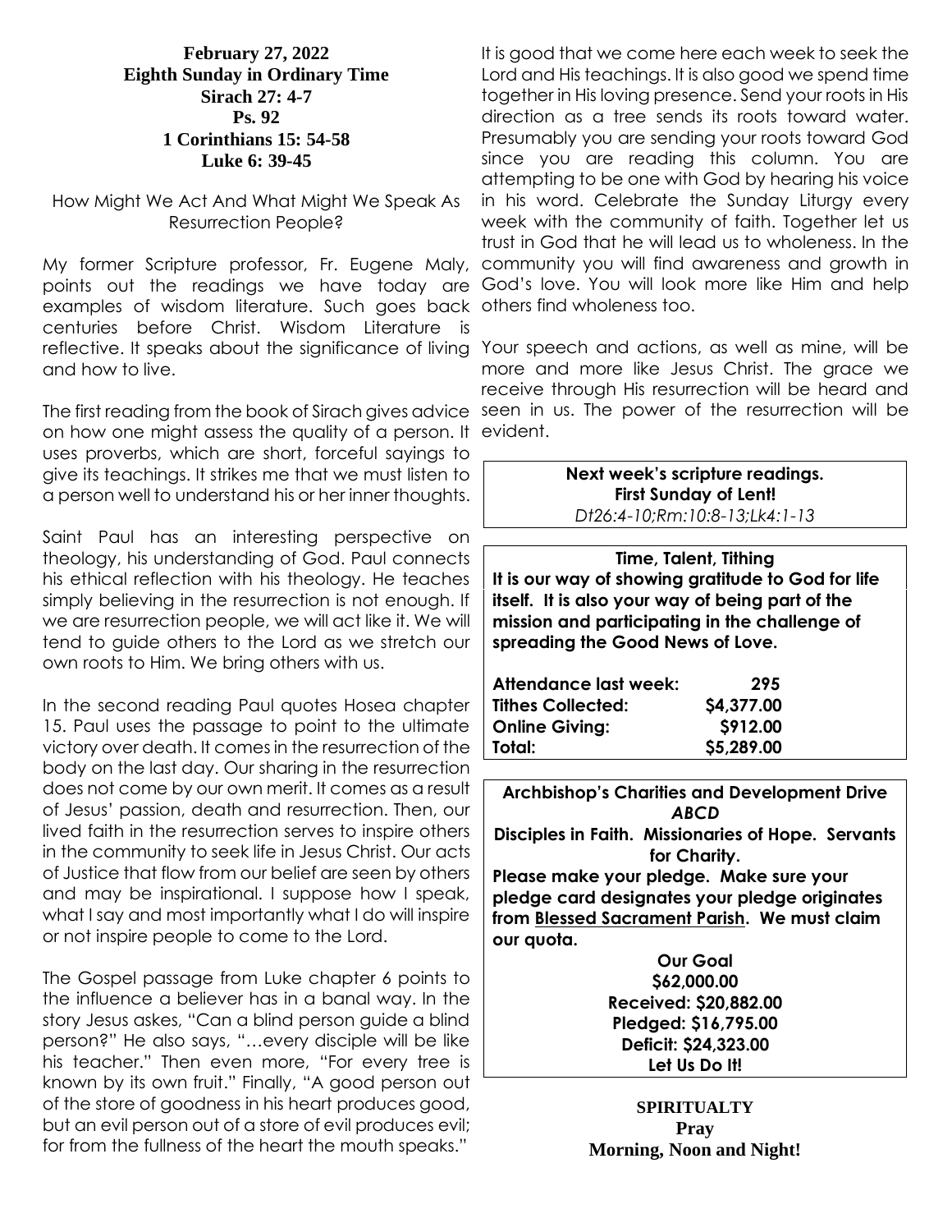**February 27, 2022**
**Eighth Sunday in Ordinary Time**
**Sirach 27: 4-7**
**Ps. 92**
**1 Corinthians 15: 54-58**
**Luke 6: 39-45**

How Might We Act And What Might We Speak As Resurrection People?

My former Scripture professor, Fr. Eugene Maly, points out the readings we have today are examples of wisdom literature. Such goes back centuries before Christ. Wisdom Literature is reflective. It speaks about the significance of living and how to live.

The first reading from the book of Sirach gives advice on how one might assess the quality of a person. It uses proverbs, which are short, forceful sayings to give its teachings. It strikes me that we must listen to a person well to understand his or her inner thoughts.

Saint Paul has an interesting perspective on theology, his understanding of God. Paul connects his ethical reflection with his theology. He teaches simply believing in the resurrection is not enough. If we are resurrection people, we will act like it. We will tend to guide others to the Lord as we stretch our own roots to Him. We bring others with us.

In the second reading Paul quotes Hosea chapter 15. Paul uses the passage to point to the ultimate victory over death. It comes in the resurrection of the body on the last day. Our sharing in the resurrection does not come by our own merit. It comes as a result of Jesus' passion, death and resurrection. Then, our lived faith in the resurrection serves to inspire others in the community to seek life in Jesus Christ. Our acts of Justice that flow from our belief are seen by others and may be inspirational. I suppose how I speak, what I say and most importantly what I do will inspire or not inspire people to come to the Lord.

The Gospel passage from Luke chapter 6 points to the influence a believer has in a banal way. In the story Jesus askes, "Can a blind person guide a blind person?" He also says, "…every disciple will be like his teacher." Then even more, "For every tree is known by its own fruit." Finally, "A good person out of the store of goodness in his heart produces good, but an evil person out of a store of evil produces evil; for from the fullness of the heart the mouth speaks."

It is good that we come here each week to seek the Lord and His teachings. It is also good we spend time together in His loving presence. Send your roots in His direction as a tree sends its roots toward water. Presumably you are sending your roots toward God since you are reading this column. You are attempting to be one with God by hearing his voice in his word. Celebrate the Sunday Liturgy every week with the community of faith. Together let us trust in God that he will lead us to wholeness. In the community you will find awareness and growth in God's love. You will look more like Him and help others find wholeness too.

Your speech and actions, as well as mine, will be more and more like Jesus Christ. The grace we receive through His resurrection will be heard and seen in us. The power of the resurrection will be evident.

**Next week's scripture readings.**
**First Sunday of Lent!**
*Dt26:4-10;Rm:10:8-13;Lk4:1-13*

**Time, Talent, Tithing**
**It is our way of showing gratitude to God for life itself. It is also your way of being part of the mission and participating in the challenge of spreading the Good News of Love.**

| | |
|---|---|
| **Attendance last week:** | **295** |
| **Tithes Collected:** | **$4,377.00** |
| **Online Giving:** | **$912.00** |
| **Total:** | **$5,289.00** |

**Archbishop's Charities and Development Drive**
***ABCD***
**Disciples in Faith. Missionaries of Hope. Servants for Charity.**
**Please make your pledge. Make sure your pledge card designates your pledge originates from Blessed Sacrament Parish. We must claim our quota.**

**Our Goal**
**$62,000.00**
**Received: $20,882.00**
**Pledged: $16,795.00**
**Deficit: $24,323.00**
**Let Us Do It!**

**SPIRITUALTY**
**Pray**
**Morning, Noon and Night!**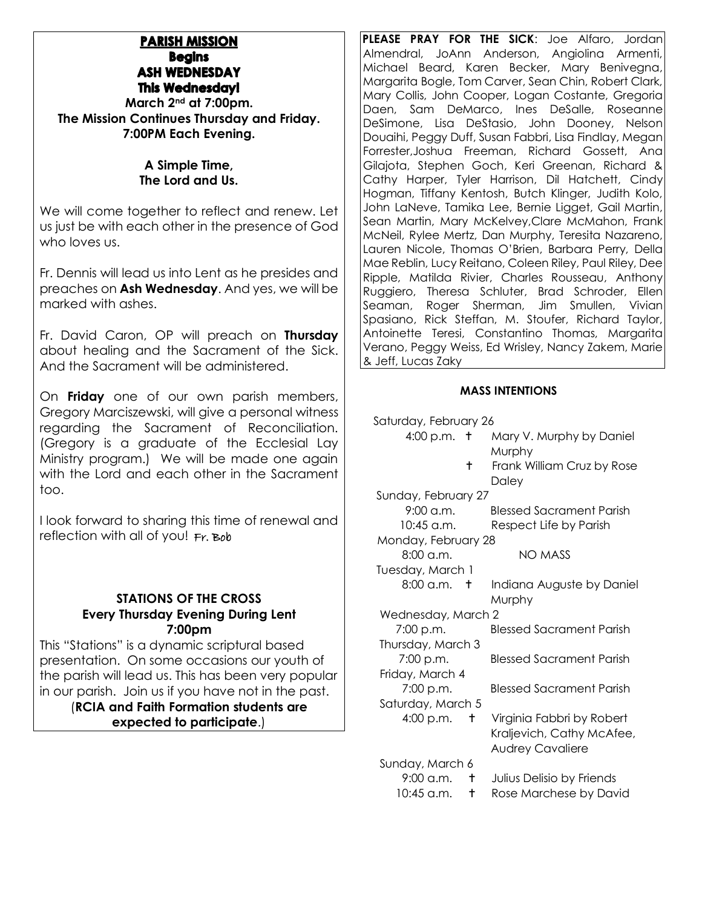## PARISH MISSION
## Begins
## ASH WEDNESDAY
## This Wednesday!

**March 2nd at 7:00pm.**
**The Mission Continues Thursday and Friday.**
**7:00PM Each Evening.**

**A Simple Time,**
**The Lord and Us.**

We will come together to reflect and renew. Let us just be with each other in the presence of God who loves us.

Fr. Dennis will lead us into Lent as he presides and preaches on **Ash Wednesday**. And yes, we will be marked with ashes.

Fr. David Caron, OP will preach on **Thursday** about healing and the Sacrament of the Sick. And the Sacrament will be administered.

On **Friday** one of our own parish members, Gregory Marciszewski, will give a personal witness regarding the Sacrament of Reconciliation. (Gregory is a graduate of the Ecclesial Lay Ministry program.) We will be made one again with the Lord and each other in the Sacrament too.

I look forward to sharing this time of renewal and reflection with all of you! Fr. Bob

### STATIONS OF THE CROSS
**Every Thursday Evening During Lent**
**7:00pm**

This "Stations" is a dynamic scriptural based presentation. On some occasions our youth of the parish will lead us. This has been very popular in our parish. Join us if you have not in the past.
(**RCIA and Faith Formation students are expected to participate**.)

**PLEASE PRAY FOR THE SICK**: Joe Alfaro, Jordan Almendral, JoAnn Anderson, Angiolina Armenti, Michael Beard, Karen Becker, Mary Benivegna, Margarita Bogle, Tom Carver, Sean Chin, Robert Clark, Mary Collis, John Cooper, Logan Costante, Gregoria Daen, Sam DeMarco, Ines DeSalle, Roseanne DeSimone, Lisa DeStasio, John Dooney, Nelson Douaihi, Peggy Duff, Susan Fabbri, Lisa Findlay, Megan Forrester,Joshua Freeman, Richard Gossett, Ana Gilajota, Stephen Goch, Keri Greenan, Richard & Cathy Harper, Tyler Harrison, Dil Hatchett, Cindy Hogman, Tiffany Kentosh, Butch Klinger, Judith Kolo, John LaNeve, Tamika Lee, Bernie Ligget, Gail Martin, Sean Martin, Mary McKelvey,Clare McMahon, Frank McNeil, Rylee Mertz, Dan Murphy, Teresita Nazareno, Lauren Nicole, Thomas O'Brien, Barbara Perry, Della Mae Reblin, Lucy Reitano, Coleen Riley, Paul Riley, Dee Ripple, Matilda Rivier, Charles Rousseau, Anthony Ruggiero, Theresa Schluter, Brad Schroder, Ellen Seaman, Roger Sherman, Jim Smullen, Vivian Spasiano, Rick Steffan, M. Stoufer, Richard Taylor, Antoinette Teresi, Constantino Thomas, Margarita Verano, Peggy Weiss, Ed Wrisley, Nancy Zakem, Marie & Jeff, Lucas Zaky

### MASS INTENTIONS

Saturday, February 26
- 4:00 p.m. † Mary V. Murphy by Daniel Murphy
- † Frank William Cruz by Rose Daley

Sunday, February 27
- 9:00 a.m. Blessed Sacrament Parish
- 10:45 a.m. Respect Life by Parish

Monday, February 28
- 8:00 a.m. NO MASS

Tuesday, March 1
- 8:00 a.m. † Indiana Auguste by Daniel Murphy

Wednesday, March 2
- 7:00 p.m. Blessed Sacrament Parish

Thursday, March 3
- 7:00 p.m. Blessed Sacrament Parish

Friday, March 4
- 7:00 p.m. Blessed Sacrament Parish

Saturday, March 5
- 4:00 p.m. † Virginia Fabbri by Robert Kraljevich, Cathy McAfee, Audrey Cavaliere

Sunday, March 6
- 9:00 a.m. † Julius Delisio by Friends
- 10:45 a.m. † Rose Marchese by David